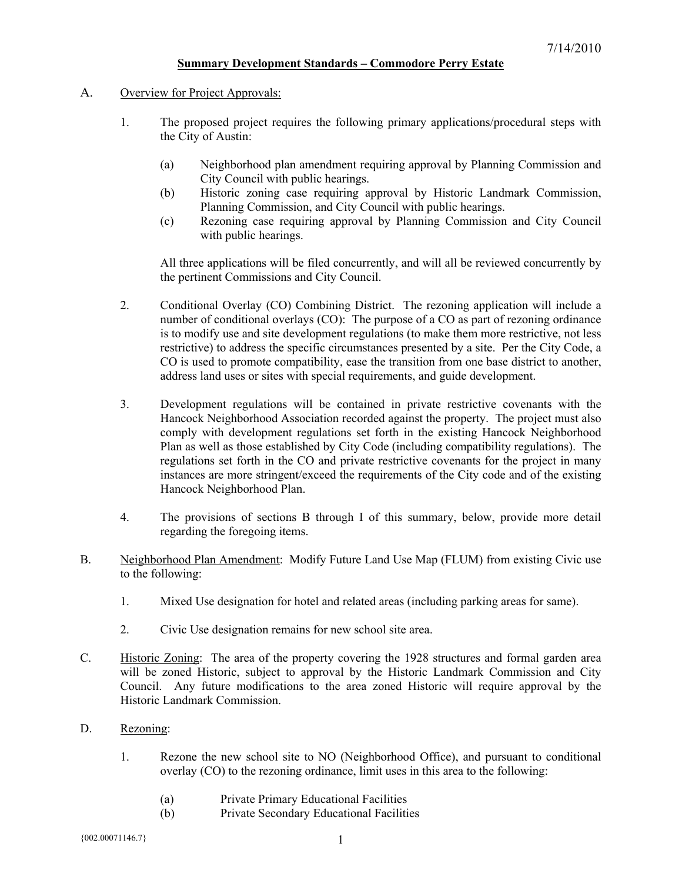7/14/2010

# Summary Development Standards – Commodore Perry Estate

A. Overview for Project Approvals:

1. The proposed project requires the following primary applications/procedural steps with the City of Austin:

   (a) Neighborhood plan amendment requiring approval by Planning Commission and City Council with public hearings.

   (b) Historic zoning case requiring approval by Historic Landmark Commission, Planning Commission, and City Council with public hearings.

   (c) Rezoning case requiring approval by Planning Commission and City Council with public hearings.

   All three applications will be filed concurrently, and will all be reviewed concurrently by the pertinent Commissions and City Council.

2. Conditional Overlay (CO) Combining District. The rezoning application will include a number of conditional overlays (CO): The purpose of a CO as part of rezoning ordinance is to modify use and site development regulations (to make them more restrictive, not less restrictive) to address the specific circumstances presented by a site. Per the City Code, a CO is used to promote compatibility, ease the transition from one base district to another, address land uses or sites with special requirements, and guide development.

3. Development regulations will be contained in private restrictive covenants with the Hancock Neighborhood Association recorded against the property. The project must also comply with development regulations set forth in the existing Hancock Neighborhood Plan as well as those established by City Code (including compatibility regulations). The regulations set forth in the CO and private restrictive covenants for the project in many instances are more stringent/exceed the requirements of the City code and of the existing Hancock Neighborhood Plan.

4. The provisions of sections B through I of this summary, below, provide more detail regarding the foregoing items.

B. Neighborhood Plan Amendment: Modify Future Land Use Map (FLUM) from existing Civic use to the following:

1. Mixed Use designation for hotel and related areas (including parking areas for same).

2. Civic Use designation remains for new school site area.

C. Historic Zoning: The area of the property covering the 1928 structures and formal garden area will be zoned Historic, subject to approval by the Historic Landmark Commission and City Council. Any future modifications to the area zoned Historic will require approval by the Historic Landmark Commission.

D. Rezoning:

1. Rezone the new school site to NO (Neighborhood Office), and pursuant to conditional overlay (CO) to the rezoning ordinance, limit uses in this area to the following:

   (a) Private Primary Educational Facilities

   (b) Private Secondary Educational Facilities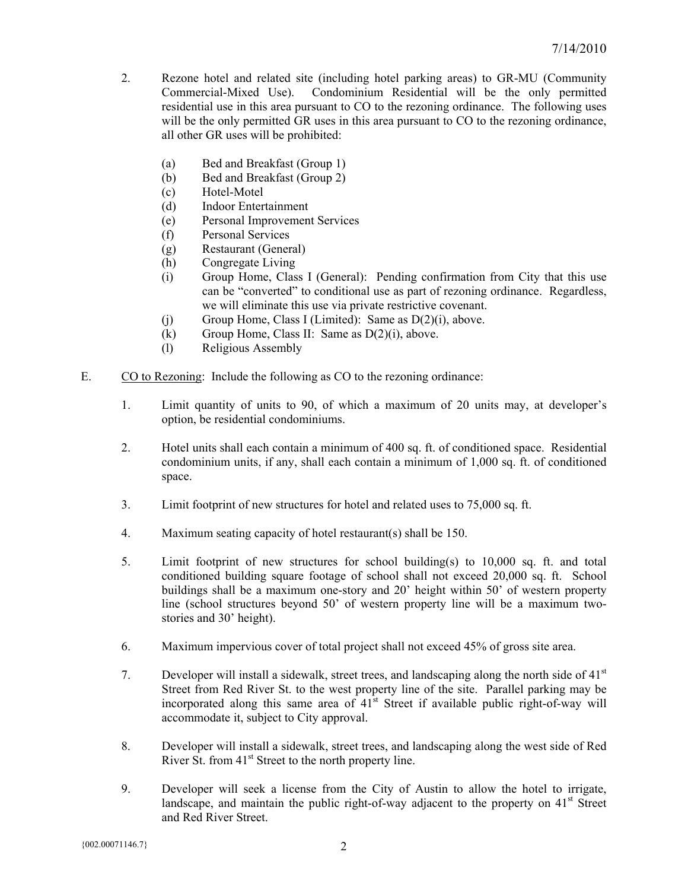2. Rezone hotel and related site (including hotel parking areas) to GR-MU (Community Commercial-Mixed Use). Condominium Residential will be the only permitted residential use in this area pursuant to CO to the rezoning ordinance. The following uses will be the only permitted GR uses in this area pursuant to CO to the rezoning ordinance, all other GR uses will be prohibited:

   (a) Bed and Breakfast (Group 1)
   (b) Bed and Breakfast (Group 2)
   (c) Hotel-Motel
   (d) Indoor Entertainment
   (e) Personal Improvement Services
   (f) Personal Services
   (g) Restaurant (General)
   (h) Congregate Living
   (i) Group Home, Class I (General): Pending confirmation from City that this use can be "converted" to conditional use as part of rezoning ordinance. Regardless, we will eliminate this use via private restrictive covenant.
   (j) Group Home, Class I (Limited): Same as D(2)(i), above.
   (k) Group Home, Class II: Same as D(2)(i), above.
   (l) Religious Assembly

E. <u>CO to Rezoning</u>: Include the following as CO to the rezoning ordinance:

1. Limit quantity of units to 90, of which a maximum of 20 units may, at developer's option, be residential condominiums.

2. Hotel units shall each contain a minimum of 400 sq. ft. of conditioned space. Residential condominium units, if any, shall each contain a minimum of 1,000 sq. ft. of conditioned space.

3. Limit footprint of new structures for hotel and related uses to 75,000 sq. ft.

4. Maximum seating capacity of hotel restaurant(s) shall be 150.

5. Limit footprint of new structures for school building(s) to 10,000 sq. ft. and total conditioned building square footage of school shall not exceed 20,000 sq. ft. School buildings shall be a maximum one-story and 20' height within 50' of western property line (school structures beyond 50' of western property line will be a maximum two-stories and 30' height).

6. Maximum impervious cover of total project shall not exceed 45% of gross site area.

7. Developer will install a sidewalk, street trees, and landscaping along the north side of 41st Street from Red River St. to the west property line of the site. Parallel parking may be incorporated along this same area of 41st Street if available public right-of-way will accommodate it, subject to City approval.

8. Developer will install a sidewalk, street trees, and landscaping along the west side of Red River St. from 41st Street to the north property line.

9. Developer will seek a license from the City of Austin to allow the hotel to irrigate, landscape, and maintain the public right-of-way adjacent to the property on 41st Street and Red River Street.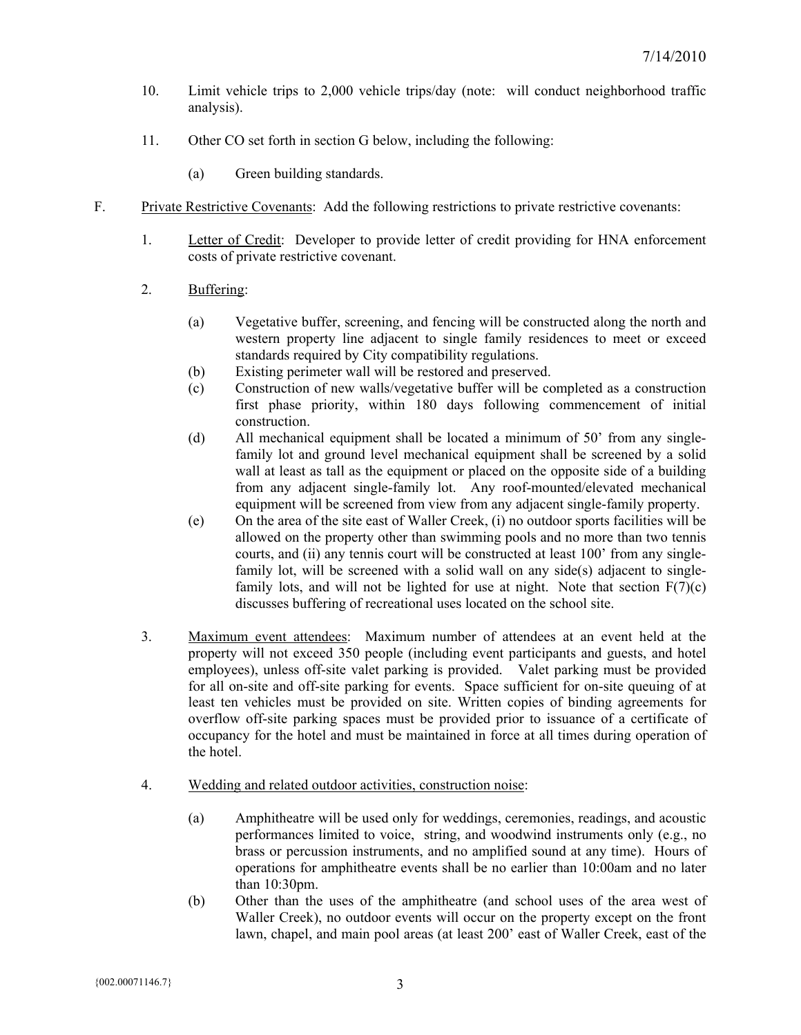10. Limit vehicle trips to 2,000 vehicle trips/day (note: will conduct neighborhood traffic analysis).

11. Other CO set forth in section G below, including the following:

    (a) Green building standards.

F. Private Restrictive Covenants: Add the following restrictions to private restrictive covenants:

1. Letter of Credit: Developer to provide letter of credit providing for HNA enforcement costs of private restrictive covenant.

2. Buffering:

    (a) Vegetative buffer, screening, and fencing will be constructed along the north and western property line adjacent to single family residences to meet or exceed standards required by City compatibility regulations.
    (b) Existing perimeter wall will be restored and preserved.
    (c) Construction of new walls/vegetative buffer will be completed as a construction first phase priority, within 180 days following commencement of initial construction.
    (d) All mechanical equipment shall be located a minimum of 50' from any single-family lot and ground level mechanical equipment shall be screened by a solid wall at least as tall as the equipment or placed on the opposite side of a building from any adjacent single-family lot. Any roof-mounted/elevated mechanical equipment will be screened from view from any adjacent single-family property.
    (e) On the area of the site east of Waller Creek, (i) no outdoor sports facilities will be allowed on the property other than swimming pools and no more than two tennis courts, and (ii) any tennis court will be constructed at least 100' from any single-family lot, will be screened with a solid wall on any side(s) adjacent to single-family lots, and will not be lighted for use at night. Note that section F(7)(c) discusses buffering of recreational uses located on the school site.

3. Maximum event attendees: Maximum number of attendees at an event held at the property will not exceed 350 people (including event participants and guests, and hotel employees), unless off-site valet parking is provided. Valet parking must be provided for all on-site and off-site parking for events. Space sufficient for on-site queuing of at least ten vehicles must be provided on site. Written copies of binding agreements for overflow off-site parking spaces must be provided prior to issuance of a certificate of occupancy for the hotel and must be maintained in force at all times during operation of the hotel.

4. Wedding and related outdoor activities, construction noise:

    (a) Amphitheatre will be used only for weddings, ceremonies, readings, and acoustic performances limited to voice, string, and woodwind instruments only (e.g., no brass or percussion instruments, and no amplified sound at any time). Hours of operations for amphitheatre events shall be no earlier than 10:00am and no later than 10:30pm.
    (b) Other than the uses of the amphitheatre (and school uses of the area west of Waller Creek), no outdoor events will occur on the property except on the front lawn, chapel, and main pool areas (at least 200' east of Waller Creek, east of the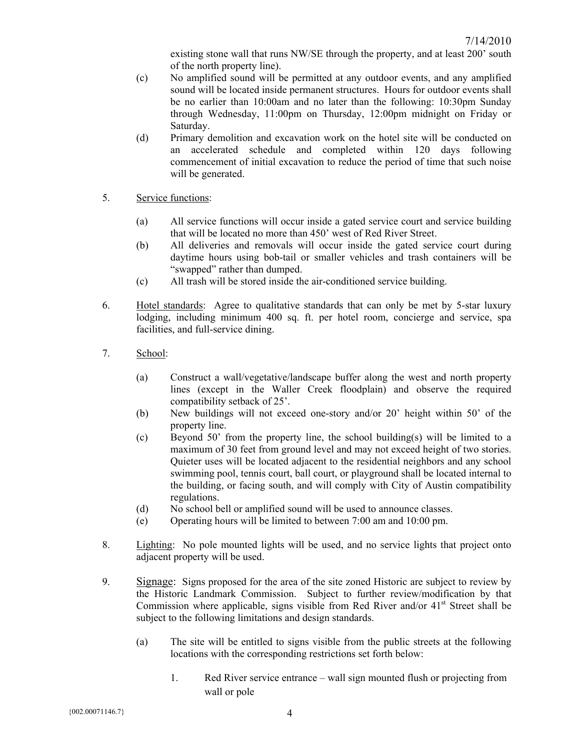existing stone wall that runs NW/SE through the property, and at least 200' south of the north property line).

(c) No amplified sound will be permitted at any outdoor events, and any amplified sound will be located inside permanent structures. Hours for outdoor events shall be no earlier than 10:00am and no later than the following: 10:30pm Sunday through Wednesday, 11:00pm on Thursday, 12:00pm midnight on Friday or Saturday.

(d) Primary demolition and excavation work on the hotel site will be conducted on an accelerated schedule and completed within 120 days following commencement of initial excavation to reduce the period of time that such noise will be generated.

5. Service functions:

   (a) All service functions will occur inside a gated service court and service building that will be located no more than 450' west of Red River Street.

   (b) All deliveries and removals will occur inside the gated service court during daytime hours using bob-tail or smaller vehicles and trash containers will be "swapped" rather than dumped.

   (c) All trash will be stored inside the air-conditioned service building.

6. Hotel standards: Agree to qualitative standards that can only be met by 5-star luxury lodging, including minimum 400 sq. ft. per hotel room, concierge and service, spa facilities, and full-service dining.

7. School:

   (a) Construct a wall/vegetative/landscape buffer along the west and north property lines (except in the Waller Creek floodplain) and observe the required compatibility setback of 25'.

   (b) New buildings will not exceed one-story and/or 20' height within 50' of the property line.

   (c) Beyond 50' from the property line, the school building(s) will be limited to a maximum of 30 feet from ground level and may not exceed height of two stories. Quieter uses will be located adjacent to the residential neighbors and any school swimming pool, tennis court, ball court, or playground shall be located internal to the building, or facing south, and will comply with City of Austin compatibility regulations.

   (d) No school bell or amplified sound will be used to announce classes.

   (e) Operating hours will be limited to between 7:00 am and 10:00 pm.

8. Lighting: No pole mounted lights will be used, and no service lights that project onto adjacent property will be used.

9. Signage: Signs proposed for the area of the site zoned Historic are subject to review by the Historic Landmark Commission. Subject to further review/modification by that Commission where applicable, signs visible from Red River and/or 41st Street shall be subject to the following limitations and design standards.

   (a) The site will be entitled to signs visible from the public streets at the following locations with the corresponding restrictions set forth below:

      1. Red River service entrance – wall sign mounted flush or projecting from wall or pole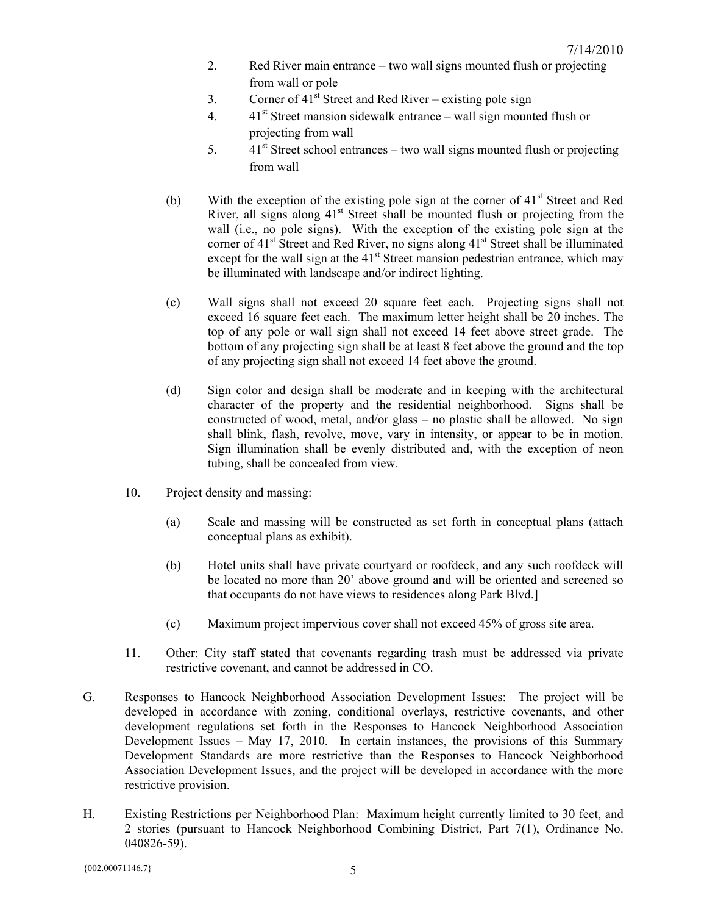2. Red River main entrance – two wall signs mounted flush or projecting from wall or pole
3. Corner of 41st Street and Red River – existing pole sign
4. 41st Street mansion sidewalk entrance – wall sign mounted flush or projecting from wall
5. 41st Street school entrances – two wall signs mounted flush or projecting from wall

(b) With the exception of the existing pole sign at the corner of 41st Street and Red River, all signs along 41st Street shall be mounted flush or projecting from the wall (i.e., no pole signs). With the exception of the existing pole sign at the corner of 41st Street and Red River, no signs along 41st Street shall be illuminated except for the wall sign at the 41st Street mansion pedestrian entrance, which may be illuminated with landscape and/or indirect lighting.

(c) Wall signs shall not exceed 20 square feet each. Projecting signs shall not exceed 16 square feet each. The maximum letter height shall be 20 inches. The top of any pole or wall sign shall not exceed 14 feet above street grade. The bottom of any projecting sign shall be at least 8 feet above the ground and the top of any projecting sign shall not exceed 14 feet above the ground.

(d) Sign color and design shall be moderate and in keeping with the architectural character of the property and the residential neighborhood. Signs shall be constructed of wood, metal, and/or glass – no plastic shall be allowed. No sign shall blink, flash, revolve, move, vary in intensity, or appear to be in motion. Sign illumination shall be evenly distributed and, with the exception of neon tubing, shall be concealed from view.

10. <u>Project density and massing</u>:

(a) Scale and massing will be constructed as set forth in conceptual plans (attach conceptual plans as exhibit).

(b) Hotel units shall have private courtyard or roofdeck, and any such roofdeck will be located no more than 20' above ground and will be oriented and screened so that occupants do not have views to residences along Park Blvd.]

(c) Maximum project impervious cover shall not exceed 45% of gross site area.

11. <u>Other</u>: City staff stated that covenants regarding trash must be addressed via private restrictive covenant, and cannot be addressed in CO.

G. <u>Responses to Hancock Neighborhood Association Development Issues</u>: The project will be developed in accordance with zoning, conditional overlays, restrictive covenants, and other development regulations set forth in the Responses to Hancock Neighborhood Association Development Issues – May 17, 2010. In certain instances, the provisions of this Summary Development Standards are more restrictive than the Responses to Hancock Neighborhood Association Development Issues, and the project will be developed in accordance with the more restrictive provision.

H. <u>Existing Restrictions per Neighborhood Plan</u>: Maximum height currently limited to 30 feet, and 2 stories (pursuant to Hancock Neighborhood Combining District, Part 7(1), Ordinance No. 040826-59).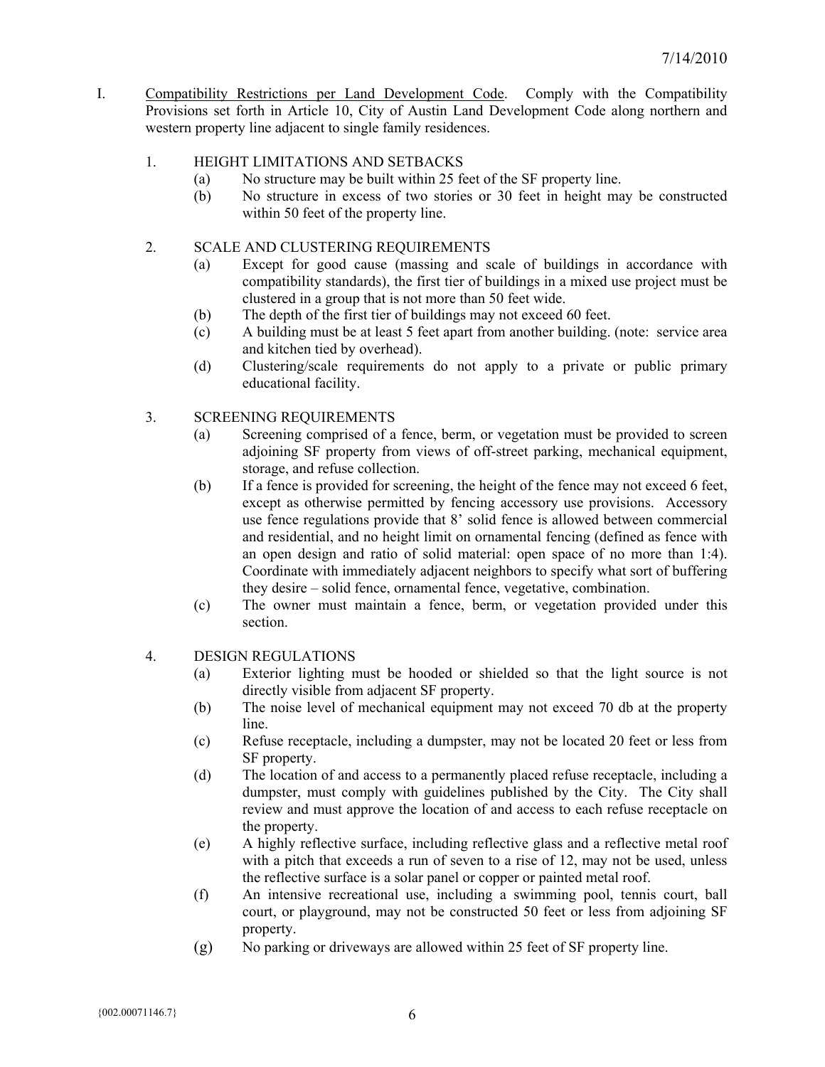I. <u>Compatibility Restrictions per Land Development Code</u>. Comply with the Compatibility Provisions set forth in Article 10, City of Austin Land Development Code along northern and western property line adjacent to single family residences.

1. HEIGHT LIMITATIONS AND SETBACKS
   - (a) No structure may be built within 25 feet of the SF property line.
   - (b) No structure in excess of two stories or 30 feet in height may be constructed within 50 feet of the property line.

2. SCALE AND CLUSTERING REQUIREMENTS
   - (a) Except for good cause (massing and scale of buildings in accordance with compatibility standards), the first tier of buildings in a mixed use project must be clustered in a group that is not more than 50 feet wide.
   - (b) The depth of the first tier of buildings may not exceed 60 feet.
   - (c) A building must be at least 5 feet apart from another building. (note: service area and kitchen tied by overhead).
   - (d) Clustering/scale requirements do not apply to a private or public primary educational facility.

3. SCREENING REQUIREMENTS
   - (a) Screening comprised of a fence, berm, or vegetation must be provided to screen adjoining SF property from views of off-street parking, mechanical equipment, storage, and refuse collection.
   - (b) If a fence is provided for screening, the height of the fence may not exceed 6 feet, except as otherwise permitted by fencing accessory use provisions. Accessory use fence regulations provide that 8' solid fence is allowed between commercial and residential, and no height limit on ornamental fencing (defined as fence with an open design and ratio of solid material: open space of no more than 1:4). Coordinate with immediately adjacent neighbors to specify what sort of buffering they desire – solid fence, ornamental fence, vegetative, combination.
   - (c) The owner must maintain a fence, berm, or vegetation provided under this section.

4. DESIGN REGULATIONS
   - (a) Exterior lighting must be hooded or shielded so that the light source is not directly visible from adjacent SF property.
   - (b) The noise level of mechanical equipment may not exceed 70 db at the property line.
   - (c) Refuse receptacle, including a dumpster, may not be located 20 feet or less from SF property.
   - (d) The location of and access to a permanently placed refuse receptacle, including a dumpster, must comply with guidelines published by the City. The City shall review and must approve the location of and access to each refuse receptacle on the property.
   - (e) A highly reflective surface, including reflective glass and a reflective metal roof with a pitch that exceeds a run of seven to a rise of 12, may not be used, unless the reflective surface is a solar panel or copper or painted metal roof.
   - (f) An intensive recreational use, including a swimming pool, tennis court, ball court, or playground, may not be constructed 50 feet or less from adjoining SF property.
   - (g) No parking or driveways are allowed within 25 feet of SF property line.